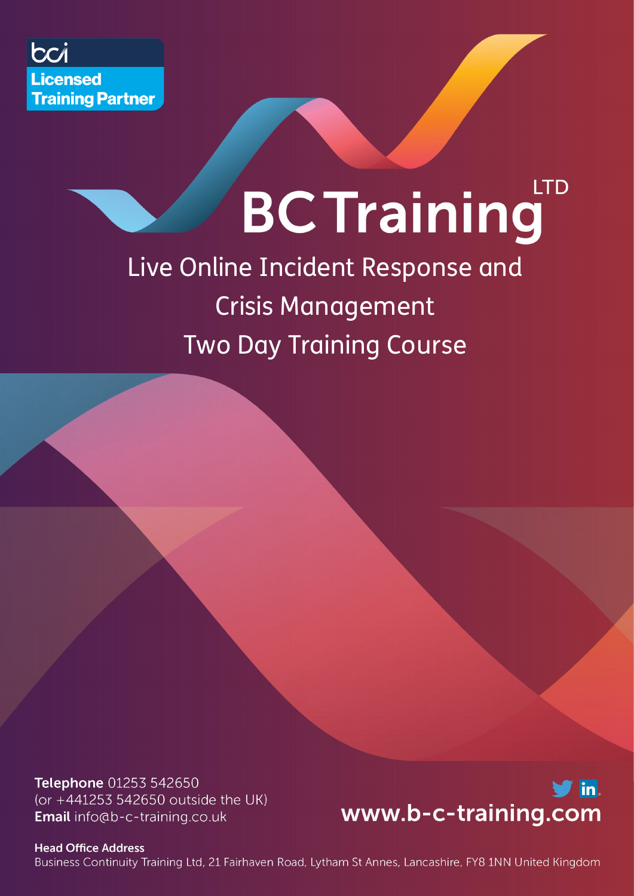bci
**Licensed Training Partner**

# BC Training LTD

## Live Online Incident Response and Crisis Management Two Day Training Course

**Telephone** 01253 542650
(or +441253 542650 outside the UK)
**Email** info@b-c-training.co.uk

**www.b-c-training.com**

**Head Office Address**
Business Continuity Training Ltd, 21 Fairhaven Road, Lytham St Annes, Lancashire, FY8 1NN United Kingdom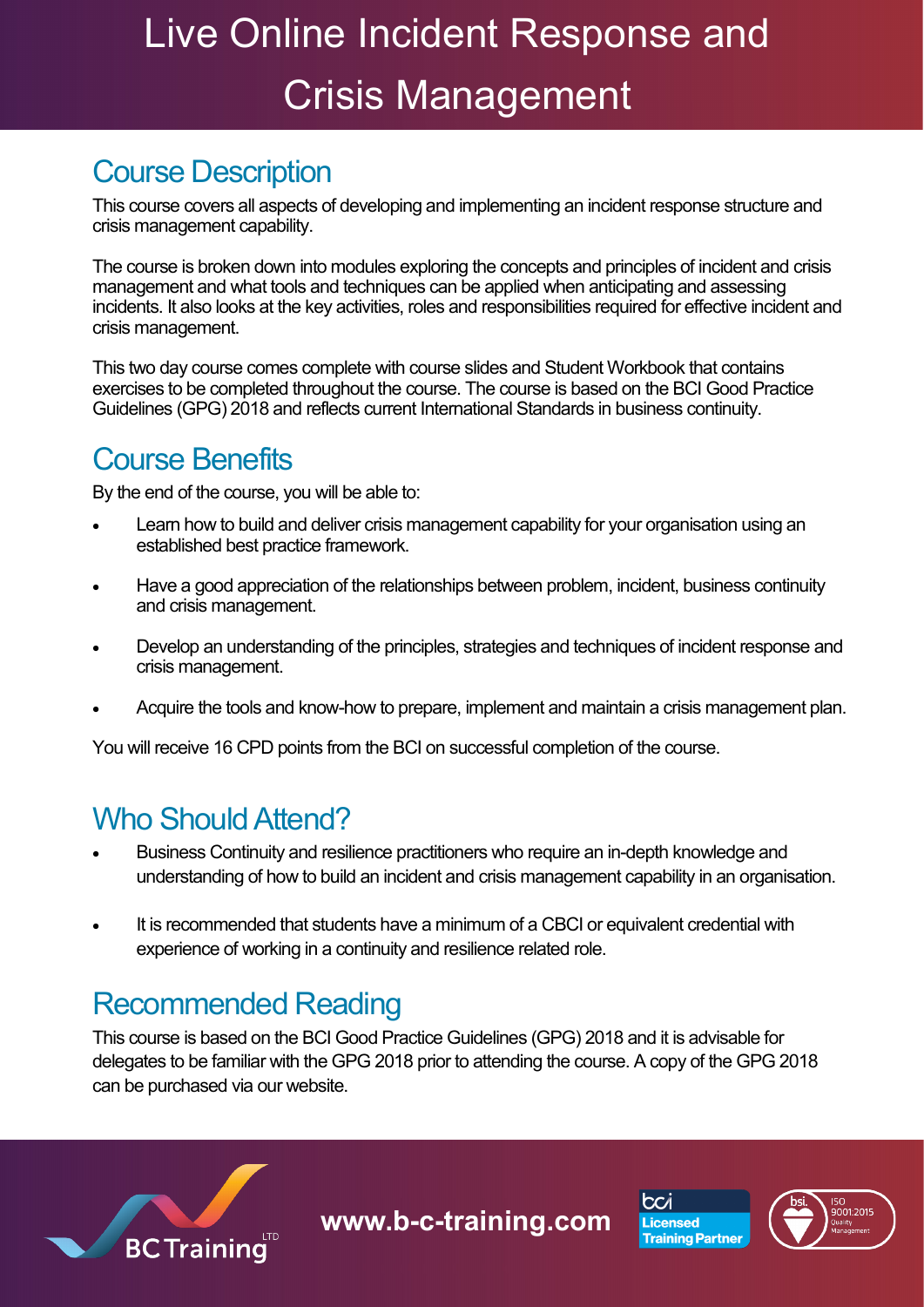# Live Online Incident Response and Crisis Management

## Course Description

This course covers all aspects of developing and implementing an incident response structure and crisis management capability.

The course is broken down into modules exploring the concepts and principles of incident and crisis management and what tools and techniques can be applied when anticipating and assessing incidents. It also looks at the key activities, roles and responsibilities required for effective incident and crisis management.

This two day course comes complete with course slides and Student Workbook that contains exercises to be completed throughout the course. The course is based on the BCI Good Practice Guidelines (GPG) 2018 and reflects current International Standards in business continuity.

## Course Benefits

By the end of the course, you will be able to:

- Learn how to build and deliver crisis management capability for your organisation using an established best practice framework.
- Have a good appreciation of the relationships between problem, incident, business continuity and crisis management.
- Develop an understanding of the principles, strategies and techniques of incident response and crisis management.
- Acquire the tools and know-how to prepare, implement and maintain a crisis management plan.

You will receive 16 CPD points from the BCI on successful completion of the course.

## Who Should Attend?

- Business Continuity and resilience practitioners who require an in-depth knowledge and understanding of how to build an incident and crisis management capability in an organisation.
- It is recommended that students have a minimum of a CBCI or equivalent credential with experience of working in a continuity and resilience related role.

## Recommended Reading

This course is based on the BCI Good Practice Guidelines (GPG) 2018 and it is advisable for delegates to be familiar with the GPG 2018 prior to attending the course. A copy of the GPG 2018 can be purchased via our website.

BC Training LTD

**www.b-c-training.com**

bci Licensed Training Partner

bsi. ISO 9001:2015 Quality Management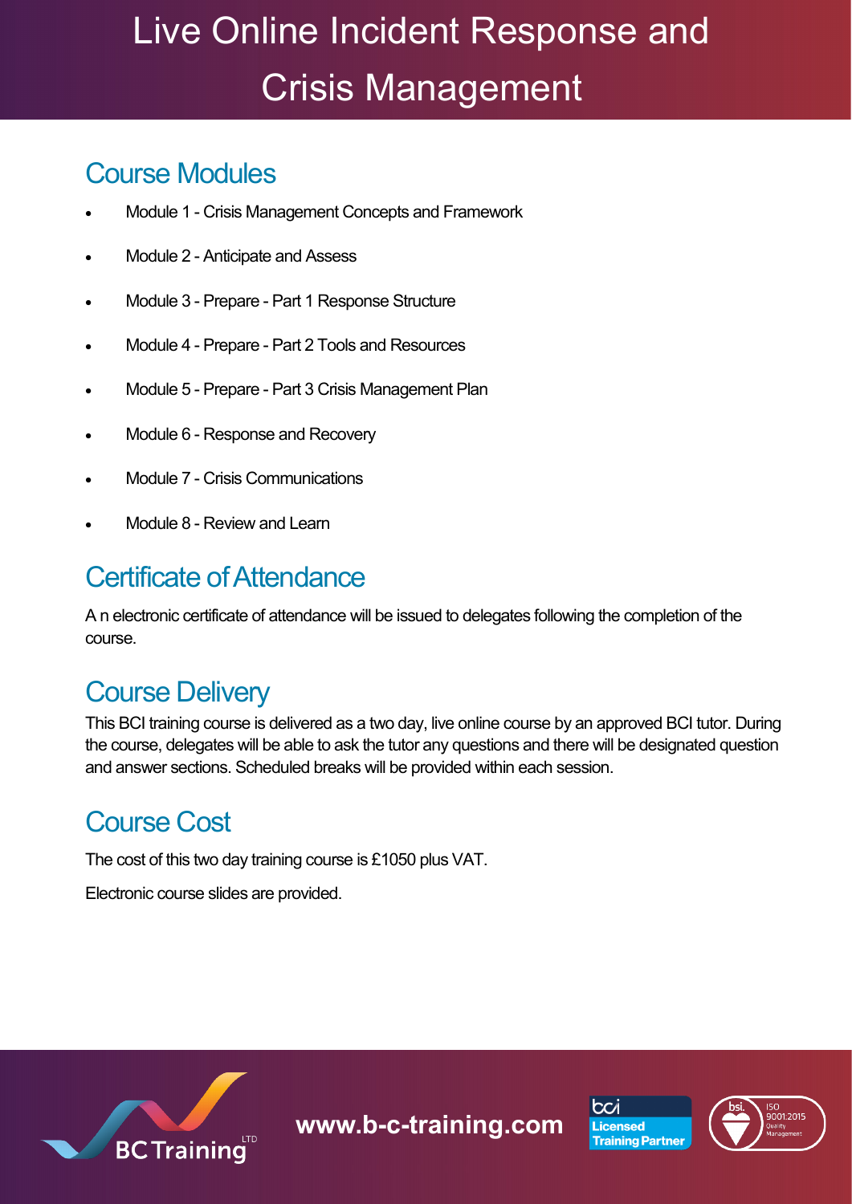# Live Online Incident Response and Crisis Management

## Course Modules

- Module 1 - Crisis Management Concepts and Framework
- Module 2 - Anticipate and Assess
- Module 3 - Prepare - Part 1 Response Structure
- Module 4 - Prepare - Part 2 Tools and Resources
- Module 5 - Prepare - Part 3 Crisis Management Plan
- Module 6 - Response and Recovery
- Module 7 - Crisis Communications
- Module 8 - Review and Learn

## Certificate of Attendance

A n electronic certificate of attendance will be issued to delegates following the completion of the course.

## Course Delivery

This BCI training course is delivered as a two day, live online course by an approved BCI tutor. During the course, delegates will be able to ask the tutor any questions and there will be designated question and answer sections. Scheduled breaks will be provided within each session.

## Course Cost

The cost of this two day training course is £1050 plus VAT.

Electronic course slides are provided.

www.b-c-training.com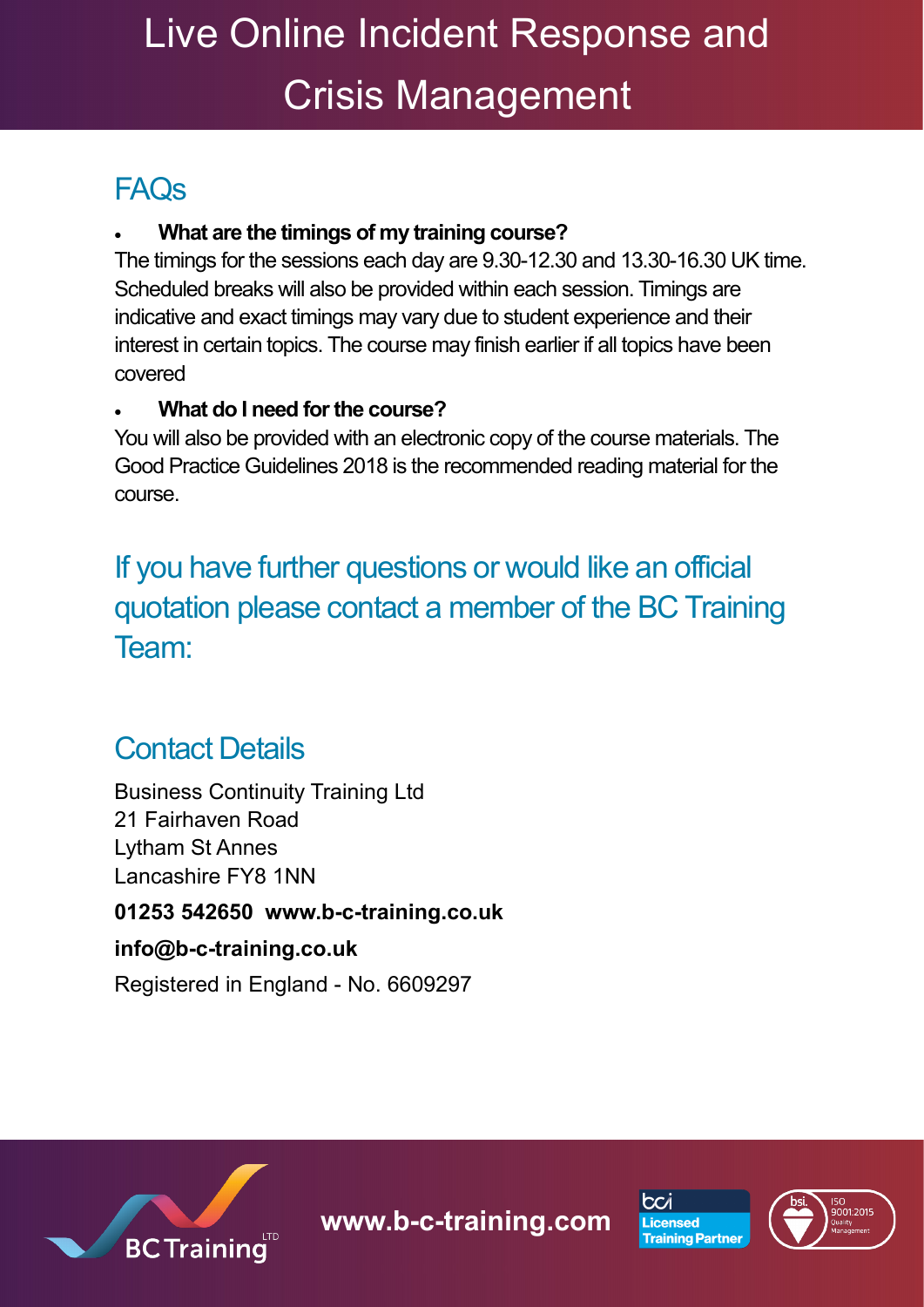# Live Online Incident Response and Crisis Management

## FAQs

- **What are the timings of my training course?**

The timings for the sessions each day are 9.30-12.30 and 13.30-16.30 UK time. Scheduled breaks will also be provided within each session. Timings are indicative and exact timings may vary due to student experience and their interest in certain topics. The course may finish earlier if all topics have been covered

- **What do I need for the course?**

You will also be provided with an electronic copy of the course materials. The Good Practice Guidelines 2018 is the recommended reading material for the course.

## If you have further questions or would like an official quotation please contact a member of the BC Training Team:

## Contact Details

Business Continuity Training Ltd
21 Fairhaven Road
Lytham St Annes
Lancashire FY8 1NN

**01253 542650  www.b-c-training.co.uk**

**info@b-c-training.co.uk**

Registered in England - No. 6609297

**www.b-c-training.com**